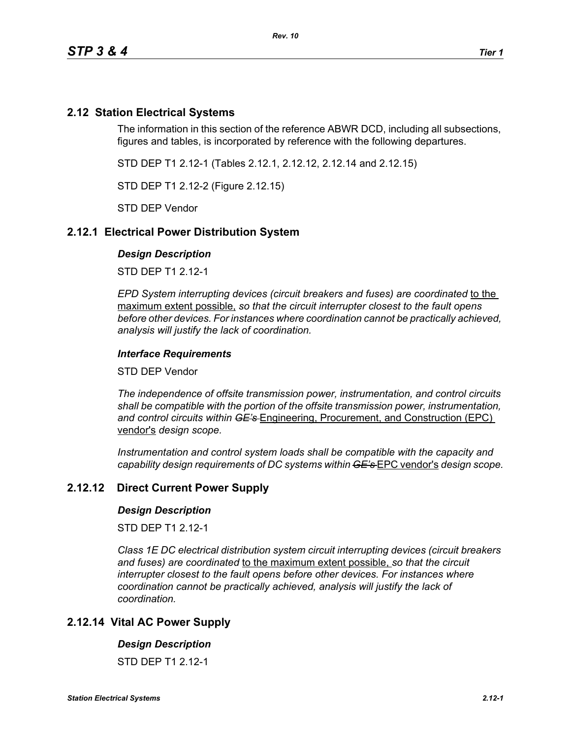## 2.12 Station Electrical Systems

The information in this section of the reference ABWR DCD, including all subsections, figures and tables, is incorporated by reference with the following departures.

STD DEP T1 2.12-1 (Tables 2.12.1, 2.12.12, 2.12.14 and 2.12.15)

STD DEP T1 2.12-2 (Figure 2.12.15)

STD DEP Vendor

## 2.12.1 Electrical Power Distribution System

### *Design Description*

STD DEP T1 2.12-1

*EPD System interrupting devices (circuit breakers and fuses) are coordinated* to the maximum extent possible, *so that the circuit interrupter closest to the fault opens before other devices. For instances where coordination cannot be practically achieved, analysis will justify the lack of coordination.*

### *Interface Requirements*

STD DEP Vendor

*The independence of offsite transmission power, instrumentation, and control circuits shall be compatible with the portion of the offsite transmission power, instrumentation, and control circuits within ~~GE's~~* Engineering, Procurement, and Construction (EPC) vendor's *design scope.*

*Instrumentation and control system loads shall be compatible with the capacity and capability design requirements of DC systems within ~~GE's~~* EPC vendor's *design scope.*

## 2.12.12 Direct Current Power Supply

### *Design Description*

STD DEP T1 2.12-1

*Class 1E DC electrical distribution system circuit interrupting devices (circuit breakers and fuses) are coordinated* to the maximum extent possible, *so that the circuit interrupter closest to the fault opens before other devices. For instances where coordination cannot be practically achieved, analysis will justify the lack of coordination.*

## 2.12.14 Vital AC Power Supply

### *Design Description*

STD DEP T1 2.12-1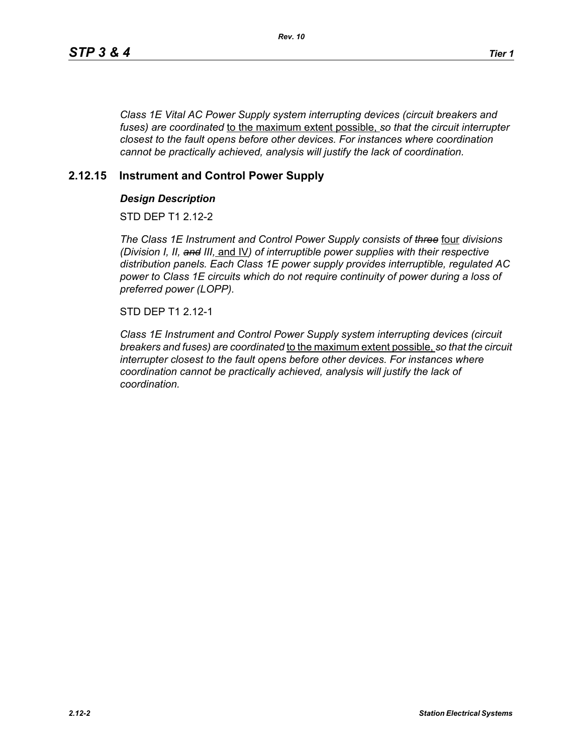*Class 1E Vital AC Power Supply system interrupting devices (circuit breakers and fuses) are coordinated* to the maximum extent possible, *so that the circuit interrupter closest to the fault opens before other devices. For instances where coordination cannot be practically achieved, analysis will justify the lack of coordination.*

## 2.12.15 Instrument and Control Power Supply

### *Design Description*

STD DEP T1 2.12-2

*The Class 1E Instrument and Control Power Supply consists of ~~three~~* four *divisions (Division I, II, ~~and~~ III,* and IV*) of interruptible power supplies with their respective distribution panels. Each Class 1E power supply provides interruptible, regulated AC power to Class 1E circuits which do not require continuity of power during a loss of preferred power (LOPP).*

STD DEP T1 2.12-1

*Class 1E Instrument and Control Power Supply system interrupting devices (circuit breakers and fuses) are coordinated* to the maximum extent possible, *so that the circuit interrupter closest to the fault opens before other devices. For instances where coordination cannot be practically achieved, analysis will justify the lack of coordination.*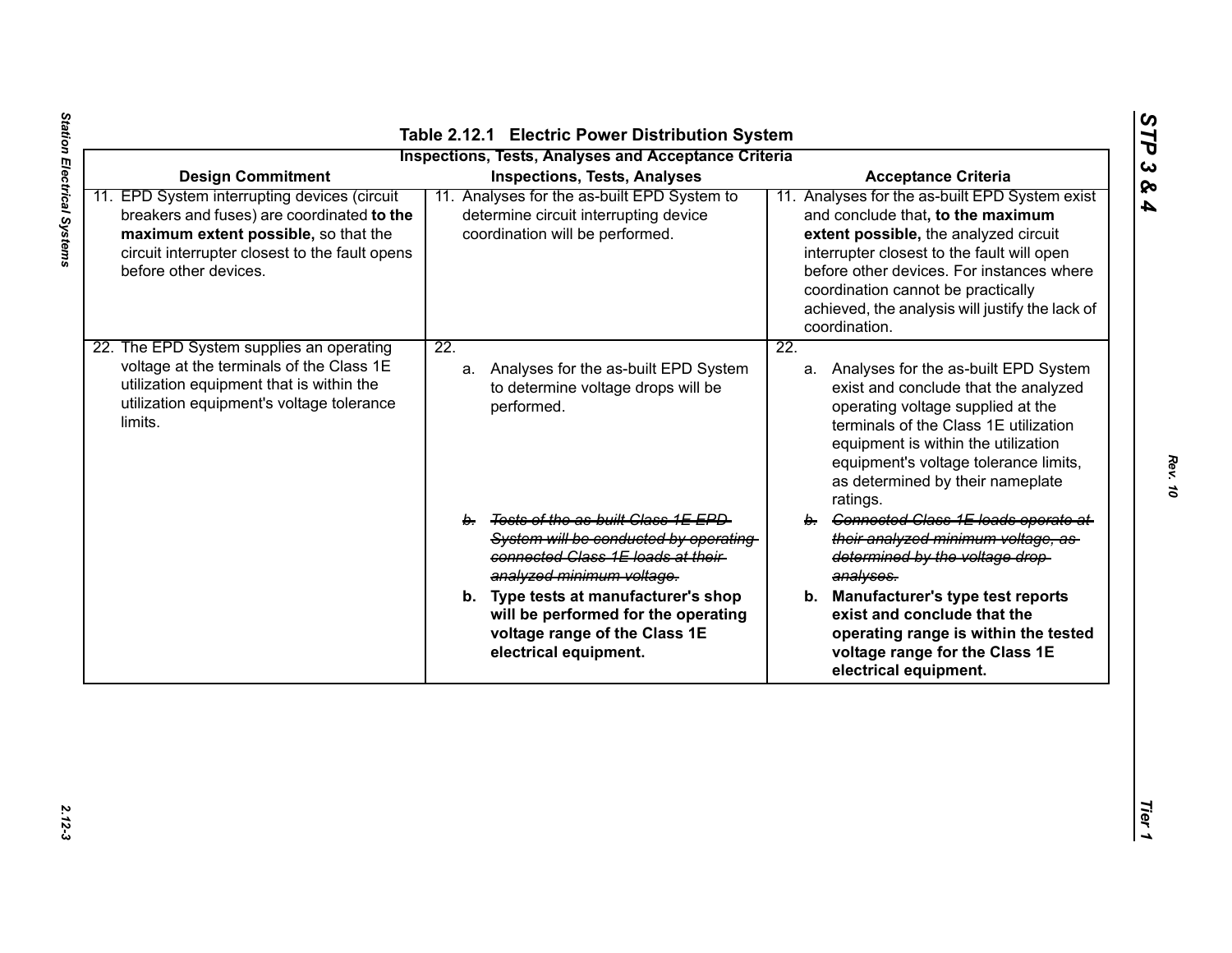**Table 2.12.1 Electric Power Distribution System Inspections, Tests, Analyses and Acceptance Criteria**

| Design Commitment | Inspections, Tests, Analyses | Acceptance Criteria |
| --- | --- | --- |
| 11. EPD System interrupting devices (circuit breakers and fuses) are coordinated **to the maximum extent possible,** so that the circuit interrupter closest to the fault opens before other devices. | 11. Analyses for the as-built EPD System to determine circuit interrupting device coordination will be performed. | 11. Analyses for the as-built EPD System exist and conclude that**, to the maximum extent possible,** the analyzed circuit interrupter closest to the fault will open before other devices. For instances where coordination cannot be practically achieved, the analysis will justify the lack of coordination. |
| 22. The EPD System supplies an operating voltage at the terminals of the Class 1E utilization equipment that is within the utilization equipment's voltage tolerance limits. | 22.<br>a. Analyses for the as-built EPD System to determine voltage drops will be performed.<br>~~b. Tests of the as-built Class 1E EPD System will be conducted by operating connected Class 1E loads at their analyzed minimum voltage.~~<br>**b. Type tests at manufacturer's shop will be performed for the operating voltage range of the Class 1E electrical equipment.** | 22.<br>a. Analyses for the as-built EPD System exist and conclude that the analyzed operating voltage supplied at the terminals of the Class 1E utilization equipment is within the utilization equipment's voltage tolerance limits, as determined by their nameplate ratings.<br>~~b. Connected Class 1E loads operate at their analyzed minimum voltage, as determined by the voltage drop analyses.~~<br>**b. Manufacturer's type test reports exist and conclude that the operating range is within the tested voltage range for the Class 1E electrical equipment.** |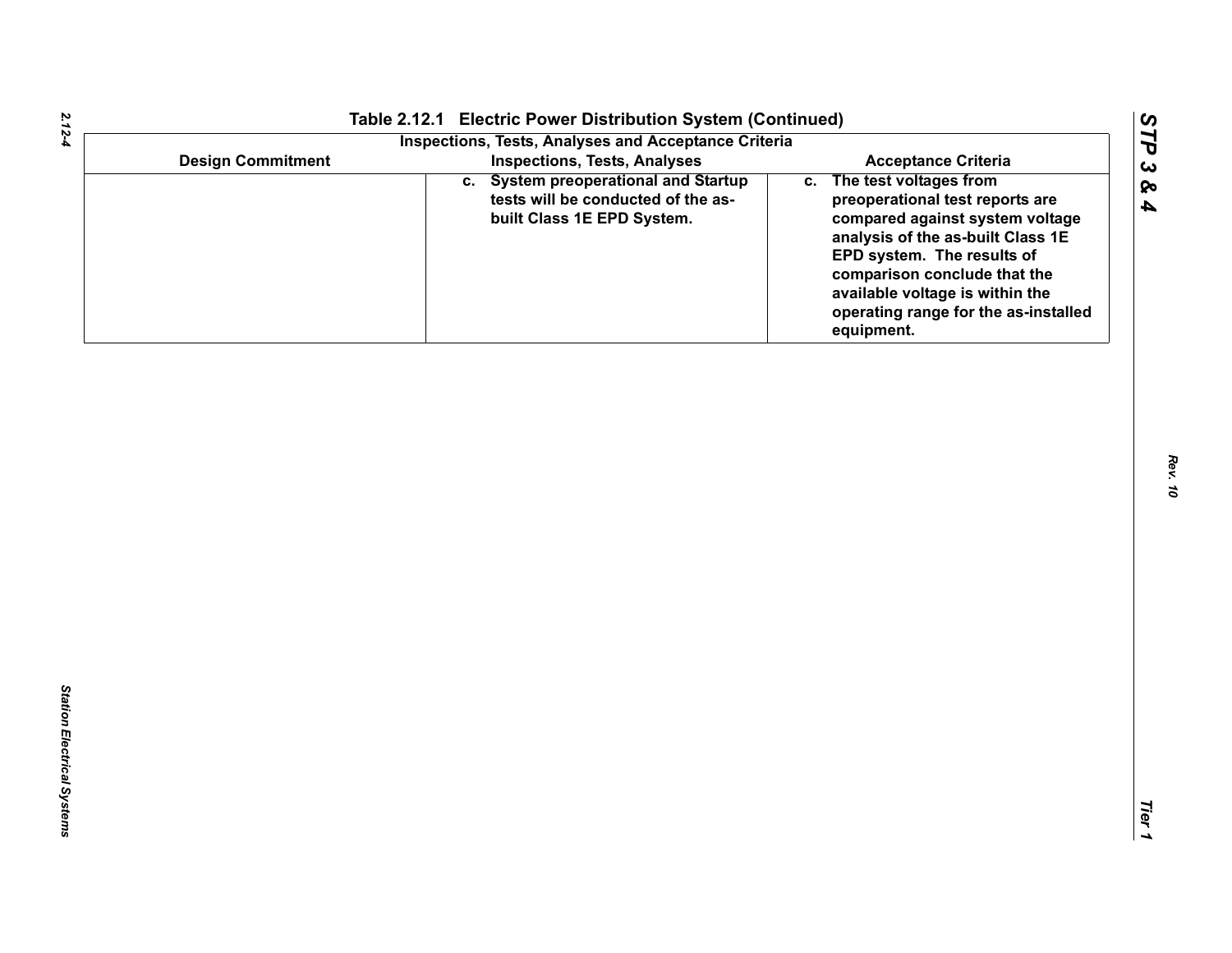**Table 2.12.1 Electric Power Distribution System (Continued)**

| Inspections, Tests, Analyses and Acceptance Criteria | | |
|---|---|---|
| **Design Commitment** | **Inspections, Tests, Analyses** | **Acceptance Criteria** |
| | c. System preoperational and Startup tests will be conducted of the as-built Class 1E EPD System. | c. The test voltages from preoperational test reports are compared against system voltage analysis of the as-built Class 1E EPD system. The results of comparison conclude that the available voltage is within the operating range for the as-installed equipment. |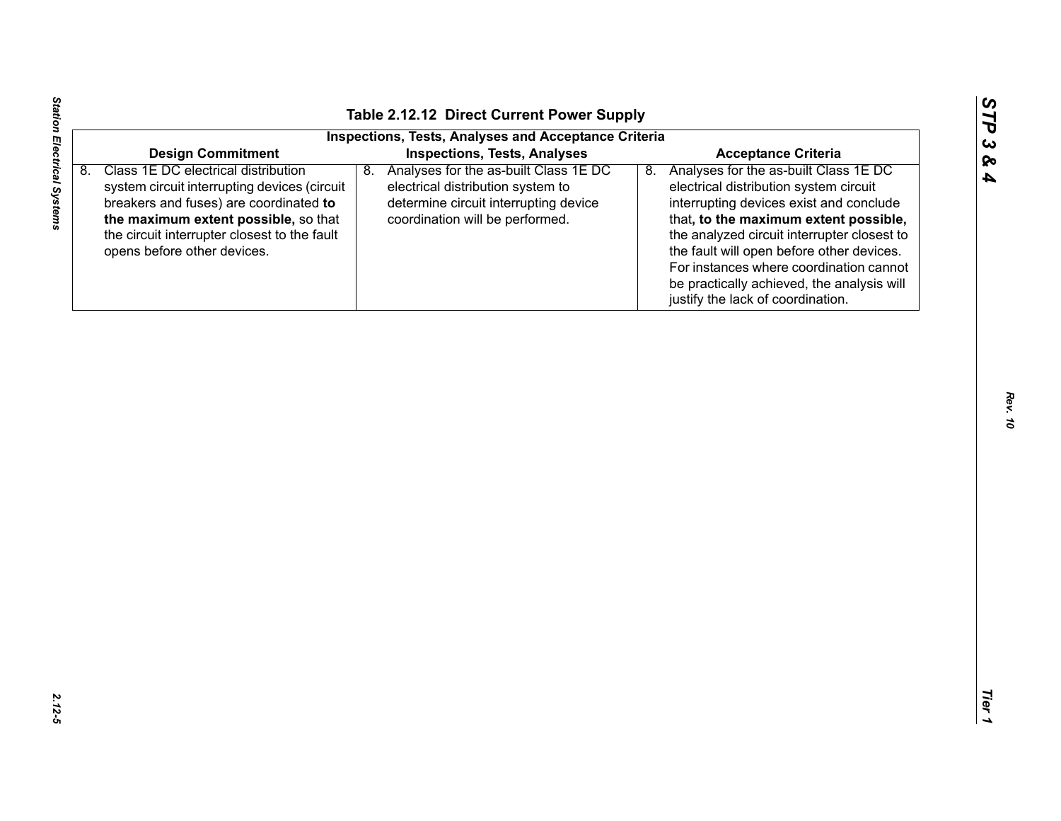## Table 2.12.12 Direct Current Power Supply

| Inspections, Tests, Analyses and Acceptance Criteria | | |
|---|---|---|
| **Design Commitment** | **Inspections, Tests, Analyses** | **Acceptance Criteria** |
| 8. Class 1E DC electrical distribution system circuit interrupting devices (circuit breakers and fuses) are coordinated **to the maximum extent possible,** so that the circuit interrupter closest to the fault opens before other devices. | 8. Analyses for the as-built Class 1E DC electrical distribution system to determine circuit interrupting device coordination will be performed. | 8. Analyses for the as-built Class 1E DC electrical distribution system circuit interrupting devices exist and conclude that**, to the maximum extent possible,** the analyzed circuit interrupter closest to the fault will open before other devices. For instances where coordination cannot be practically achieved, the analysis will justify the lack of coordination. |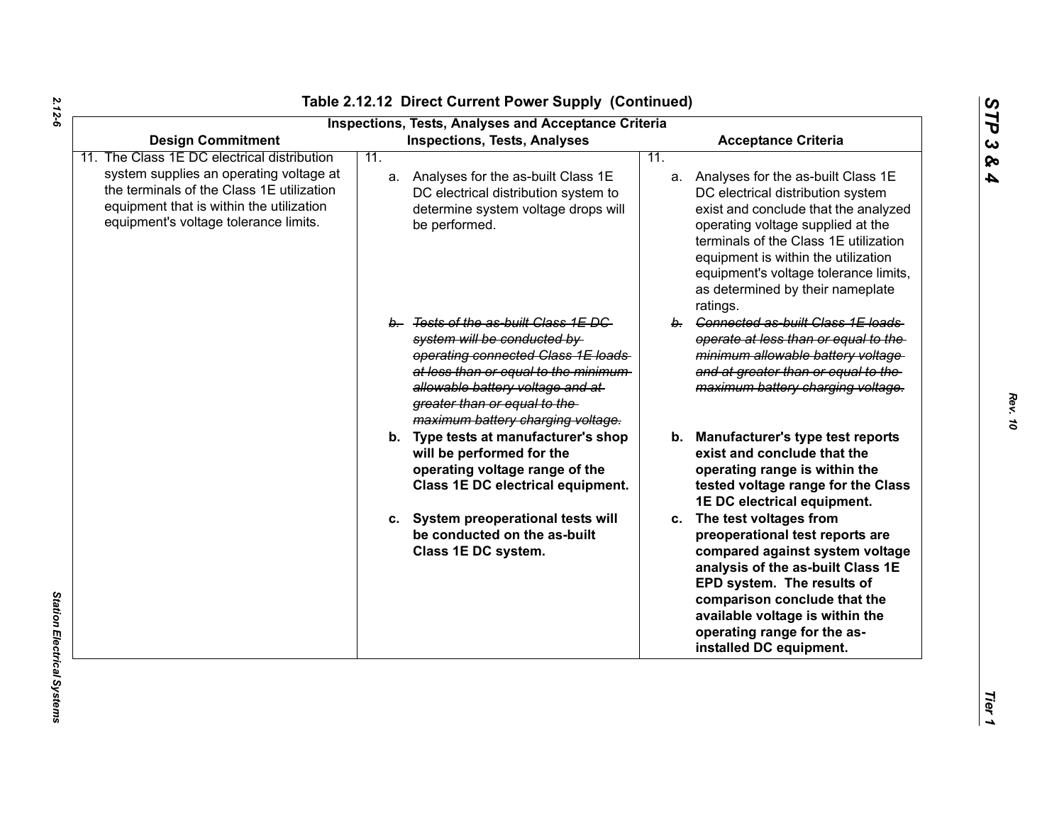# Table 2.12.12 Direct Current Power Supply (Continued)

| Inspections, Tests, Analyses and Acceptance Criteria | | |
|---|---|---|
| **Design Commitment** | **Inspections, Tests, Analyses** | **Acceptance Criteria** |
| 11. The Class 1E DC electrical distribution system supplies an operating voltage at the terminals of the Class 1E utilization equipment that is within the utilization equipment's voltage tolerance limits. | 11.<br>a. Analyses for the as-built Class 1E DC electrical distribution system to determine system voltage drops will be performed.<br>~~b. Tests of the as-built Class 1E DC system will be conducted by operating connected Class 1E loads at less than or equal to the minimum allowable battery voltage and at greater than or equal to the maximum battery charging voltage.~~<br>**b. Type tests at manufacturer's shop will be performed for the operating voltage range of the Class 1E DC electrical equipment.**<br>**c. System preoperational tests will be conducted on the as-built Class 1E DC system.** | 11.<br>a. Analyses for the as-built Class 1E DC electrical distribution system exist and conclude that the analyzed operating voltage supplied at the terminals of the Class 1E utilization equipment is within the utilization equipment's voltage tolerance limits, as determined by their nameplate ratings.<br>~~b. Connected as-built Class 1E loads operate at less than or equal to the minimum allowable battery voltage and at greater than or equal to the maximum battery charging voltage.~~<br>**b. Manufacturer's type test reports exist and conclude that the operating range is within the tested voltage range for the Class 1E DC electrical equipment.**<br>**c. The test voltages from preoperational test reports are compared against system voltage analysis of the as-built Class 1E EPD system. The results of comparison conclude that the available voltage is within the operating range for the as-installed DC equipment.** |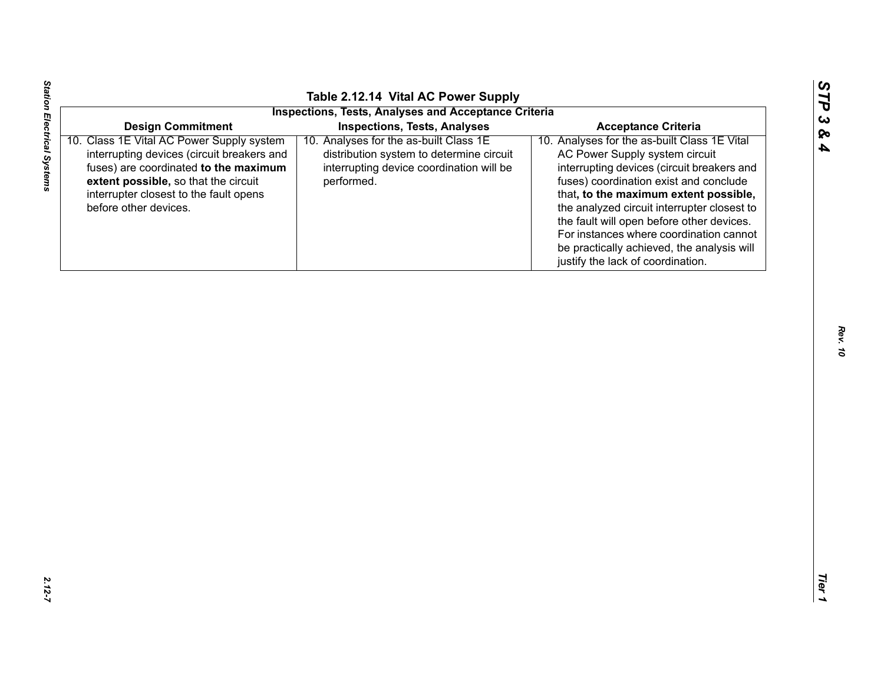## Table 2.12.14 Vital AC Power Supply

| Inspections, Tests, Analyses and Acceptance Criteria | | |
|---|---|---|
| **Design Commitment** | **Inspections, Tests, Analyses** | **Acceptance Criteria** |
| 10. Class 1E Vital AC Power Supply system interrupting devices (circuit breakers and fuses) are coordinated **to the maximum extent possible,** so that the circuit interrupter closest to the fault opens before other devices. | 10. Analyses for the as-built Class 1E distribution system to determine circuit interrupting device coordination will be performed. | 10. Analyses for the as-built Class 1E Vital AC Power Supply system circuit interrupting devices (circuit breakers and fuses) coordination exist and conclude that**, to the maximum extent possible,** the analyzed circuit interrupter closest to the fault will open before other devices. For instances where coordination cannot be practically achieved, the analysis will justify the lack of coordination. |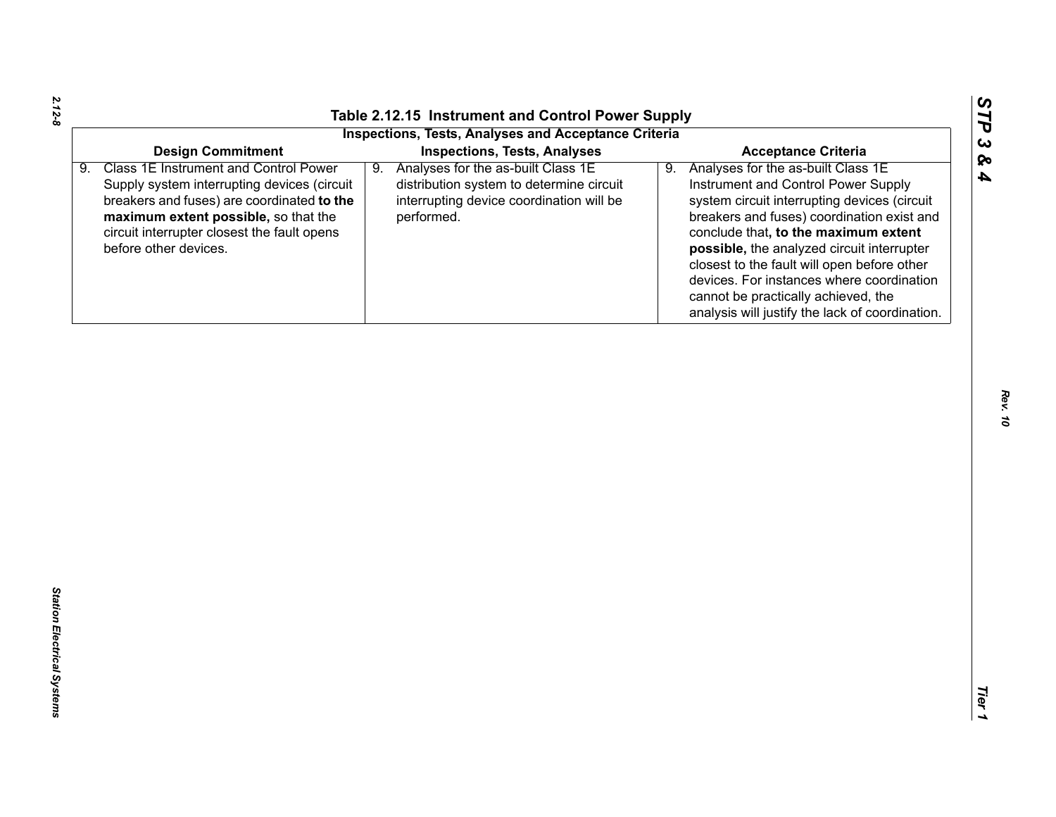## Table 2.12.15 Instrument and Control Power Supply

**Inspections, Tests, Analyses and Acceptance Criteria**

| Design Commitment | Inspections, Tests, Analyses | Acceptance Criteria |
|---|---|---|
| 9. Class 1E Instrument and Control Power Supply system interrupting devices (circuit breakers and fuses) are coordinated **to the maximum extent possible,** so that the circuit interrupter closest the fault opens before other devices. | 9. Analyses for the as-built Class 1E distribution system to determine circuit interrupting device coordination will be performed. | 9. Analyses for the as-built Class 1E Instrument and Control Power Supply system circuit interrupting devices (circuit breakers and fuses) coordination exist and conclude that**, to the maximum extent possible,** the analyzed circuit interrupter closest to the fault will open before other devices. For instances where coordination cannot be practically achieved, the analysis will justify the lack of coordination. |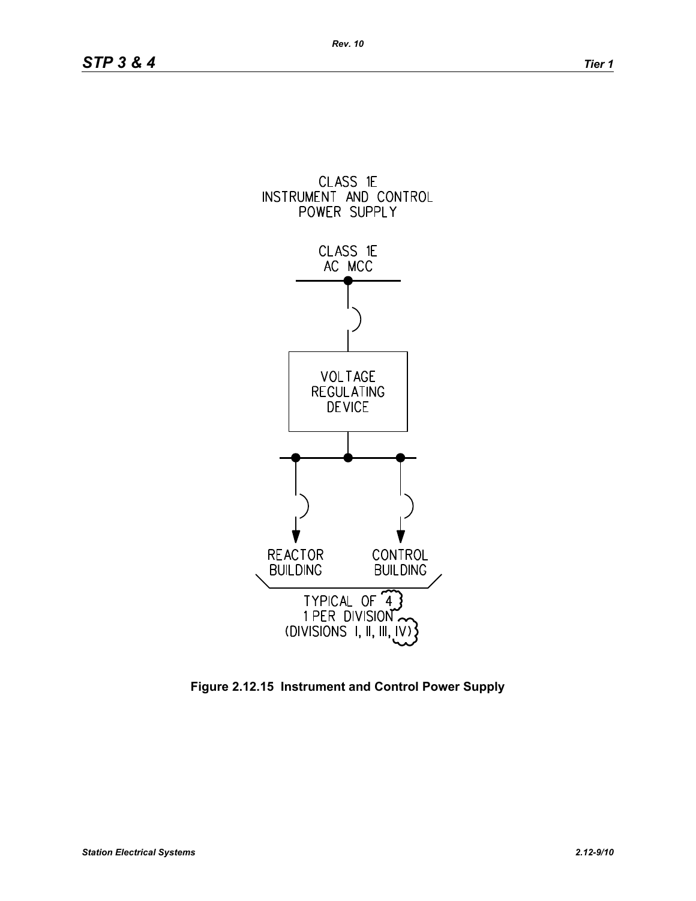CLASS 1E
INSTRUMENT AND CONTROL
POWER SUPPLY

CLASS 1E
AC MCC

VOLTAGE
REGULATING
DEVICE

REACTOR
BUILDING

CONTROL
BUILDING

TYPICAL OF 4
1 PER DIVISION
(DIVISIONS I, II, III, IV)

**Figure 2.12.15 Instrument and Control Power Supply**